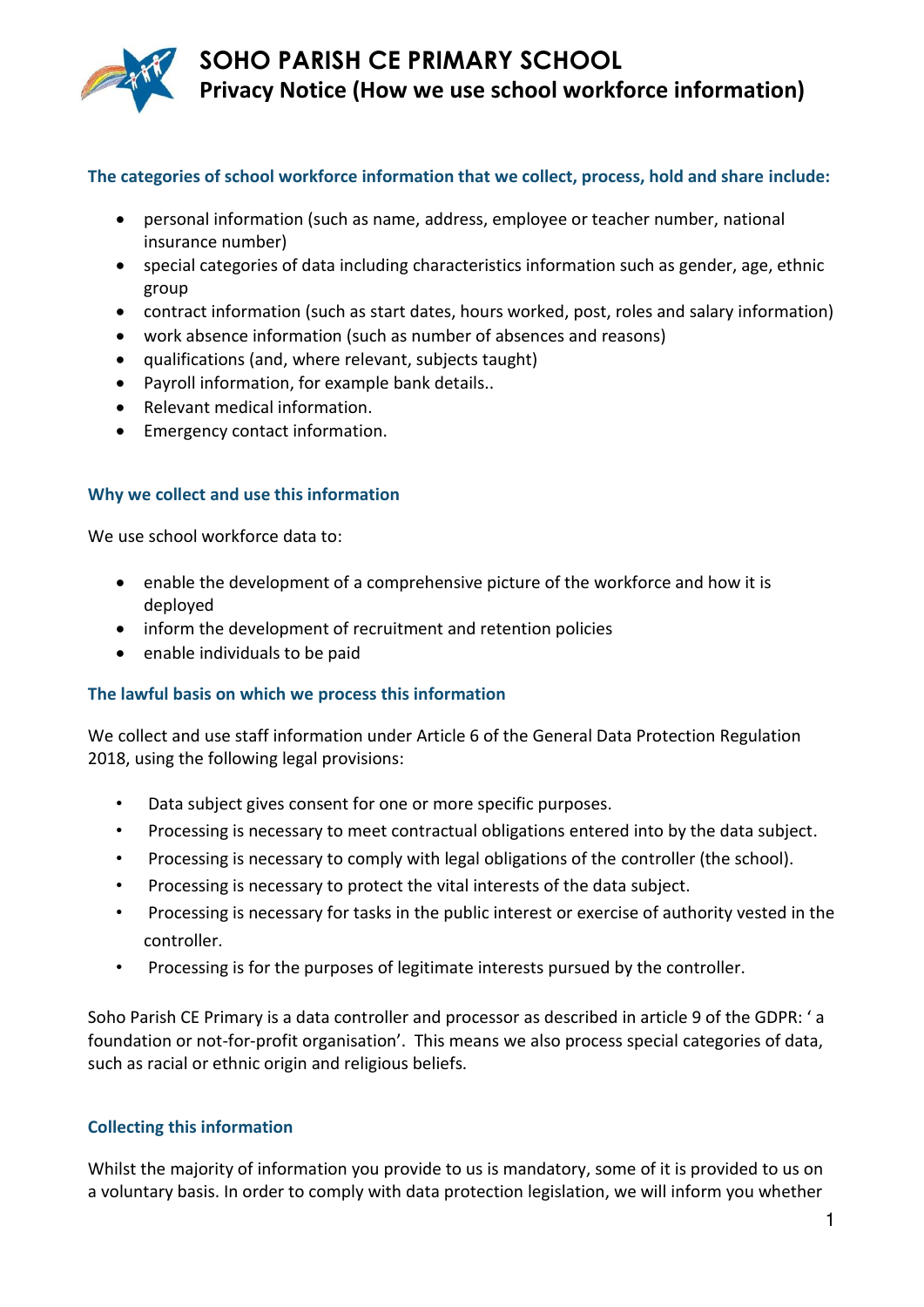# SOHO PARISH CE PRIMARY SCHOOL

## Privacy Notice (How we use school workforce information)

### The categories of school workforce information that we collect, process, hold and share include:

- personal information (such as name, address, employee or teacher number, national insurance number)
- special categories of data including characteristics information such as gender, age, ethnic group
- contract information (such as start dates, hours worked, post, roles and salary information)
- work absence information (such as number of absences and reasons)
- qualifications (and, where relevant, subjects taught)
- Payroll information, for example bank details..
- Relevant medical information.
- Emergency contact information.

### Why we collect and use this information

We use school workforce data to:

- enable the development of a comprehensive picture of the workforce and how it is deployed
- inform the development of recruitment and retention policies
- enable individuals to be paid

### The lawful basis on which we process this information

We collect and use staff information under Article 6 of the General Data Protection Regulation 2018, using the following legal provisions:

- Data subject gives consent for one or more specific purposes.
- Processing is necessary to meet contractual obligations entered into by the data subject.
- Processing is necessary to comply with legal obligations of the controller (the school).
- Processing is necessary to protect the vital interests of the data subject.
- Processing is necessary for tasks in the public interest or exercise of authority vested in the controller.
- Processing is for the purposes of legitimate interests pursued by the controller.

Soho Parish CE Primary is a data controller and processor as described in article 9 of the GDPR: ' a foundation or not-for-profit organisation'. This means we also process special categories of data, such as racial or ethnic origin and religious beliefs.

### Collecting this information

Whilst the majority of information you provide to us is mandatory, some of it is provided to us on a voluntary basis. In order to comply with data protection legislation, we will inform you whether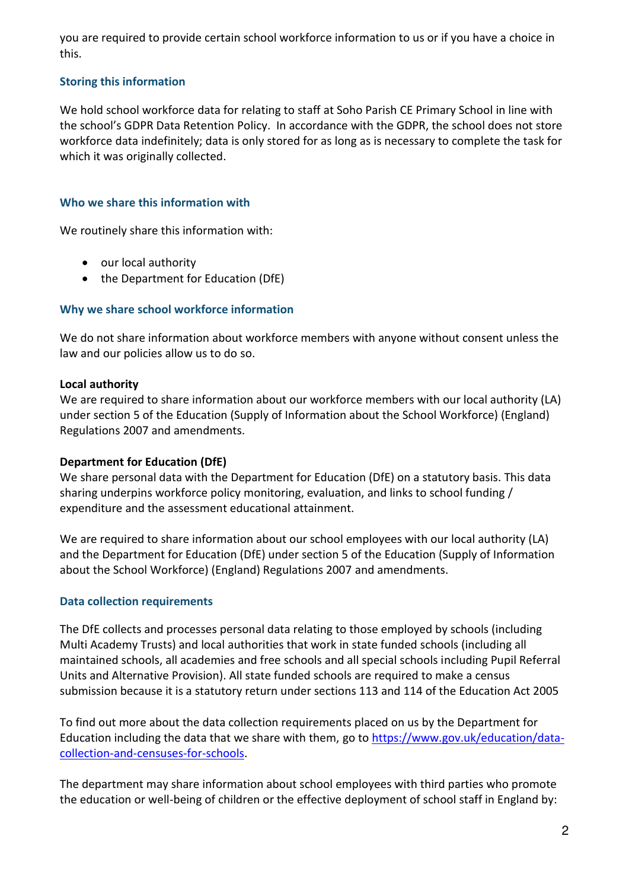you are required to provide certain school workforce information to us or if you have a choice in this.

### Storing this information

We hold school workforce data for relating to staff at Soho Parish CE Primary School in line with the school's GDPR Data Retention Policy. In accordance with the GDPR, the school does not store workforce data indefinitely; data is only stored for as long as is necessary to complete the task for which it was originally collected.

### Who we share this information with

We routinely share this information with:

- our local authority
- the Department for Education (DfE)

### Why we share school workforce information

We do not share information about workforce members with anyone without consent unless the law and our policies allow us to do so.

**Local authority**
We are required to share information about our workforce members with our local authority (LA) under section 5 of the Education (Supply of Information about the School Workforce) (England) Regulations 2007 and amendments.

**Department for Education (DfE)**
We share personal data with the Department for Education (DfE) on a statutory basis. This data sharing underpins workforce policy monitoring, evaluation, and links to school funding / expenditure and the assessment educational attainment.

We are required to share information about our school employees with our local authority (LA) and the Department for Education (DfE) under section 5 of the Education (Supply of Information about the School Workforce) (England) Regulations 2007 and amendments.

### Data collection requirements

The DfE collects and processes personal data relating to those employed by schools (including Multi Academy Trusts) and local authorities that work in state funded schools (including all maintained schools, all academies and free schools and all special schools including Pupil Referral Units and Alternative Provision). All state funded schools are required to make a census submission because it is a statutory return under sections 113 and 114 of the Education Act 2005

To find out more about the data collection requirements placed on us by the Department for Education including the data that we share with them, go to [https://www.gov.uk/education/data-collection-and-censuses-for-schools](https://www.gov.uk/education/data-collection-and-censuses-for-schools).

The department may share information about school employees with third parties who promote the education or well-being of children or the effective deployment of school staff in England by: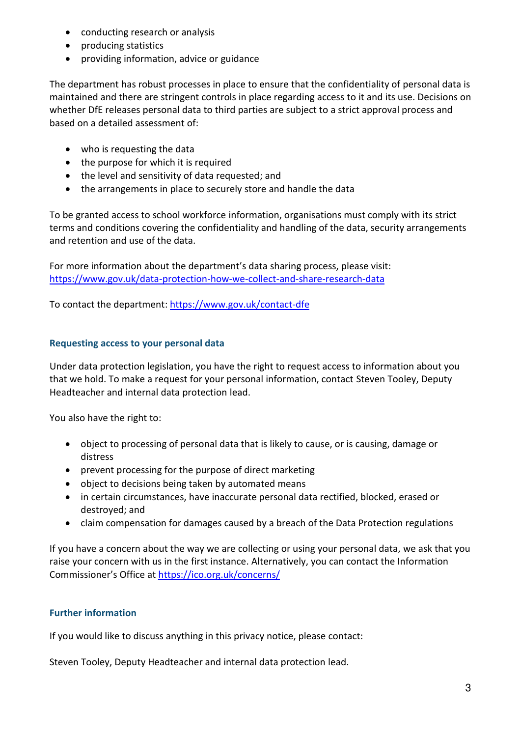- conducting research or analysis
- producing statistics
- providing information, advice or guidance

The department has robust processes in place to ensure that the confidentiality of personal data is maintained and there are stringent controls in place regarding access to it and its use. Decisions on whether DfE releases personal data to third parties are subject to a strict approval process and based on a detailed assessment of:

- who is requesting the data
- the purpose for which it is required
- the level and sensitivity of data requested; and
- the arrangements in place to securely store and handle the data

To be granted access to school workforce information, organisations must comply with its strict terms and conditions covering the confidentiality and handling of the data, security arrangements and retention and use of the data.

For more information about the department's data sharing process, please visit: https://www.gov.uk/data-protection-how-we-collect-and-share-research-data

To contact the department: https://www.gov.uk/contact-dfe

### Requesting access to your personal data

Under data protection legislation, you have the right to request access to information about you that we hold. To make a request for your personal information, contact Steven Tooley, Deputy Headteacher and internal data protection lead.

You also have the right to:

- object to processing of personal data that is likely to cause, or is causing, damage or distress
- prevent processing for the purpose of direct marketing
- object to decisions being taken by automated means
- in certain circumstances, have inaccurate personal data rectified, blocked, erased or destroyed; and
- claim compensation for damages caused by a breach of the Data Protection regulations

If you have a concern about the way we are collecting or using your personal data, we ask that you raise your concern with us in the first instance. Alternatively, you can contact the Information Commissioner's Office at https://ico.org.uk/concerns/

### Further information

If you would like to discuss anything in this privacy notice, please contact:

Steven Tooley, Deputy Headteacher and internal data protection lead.